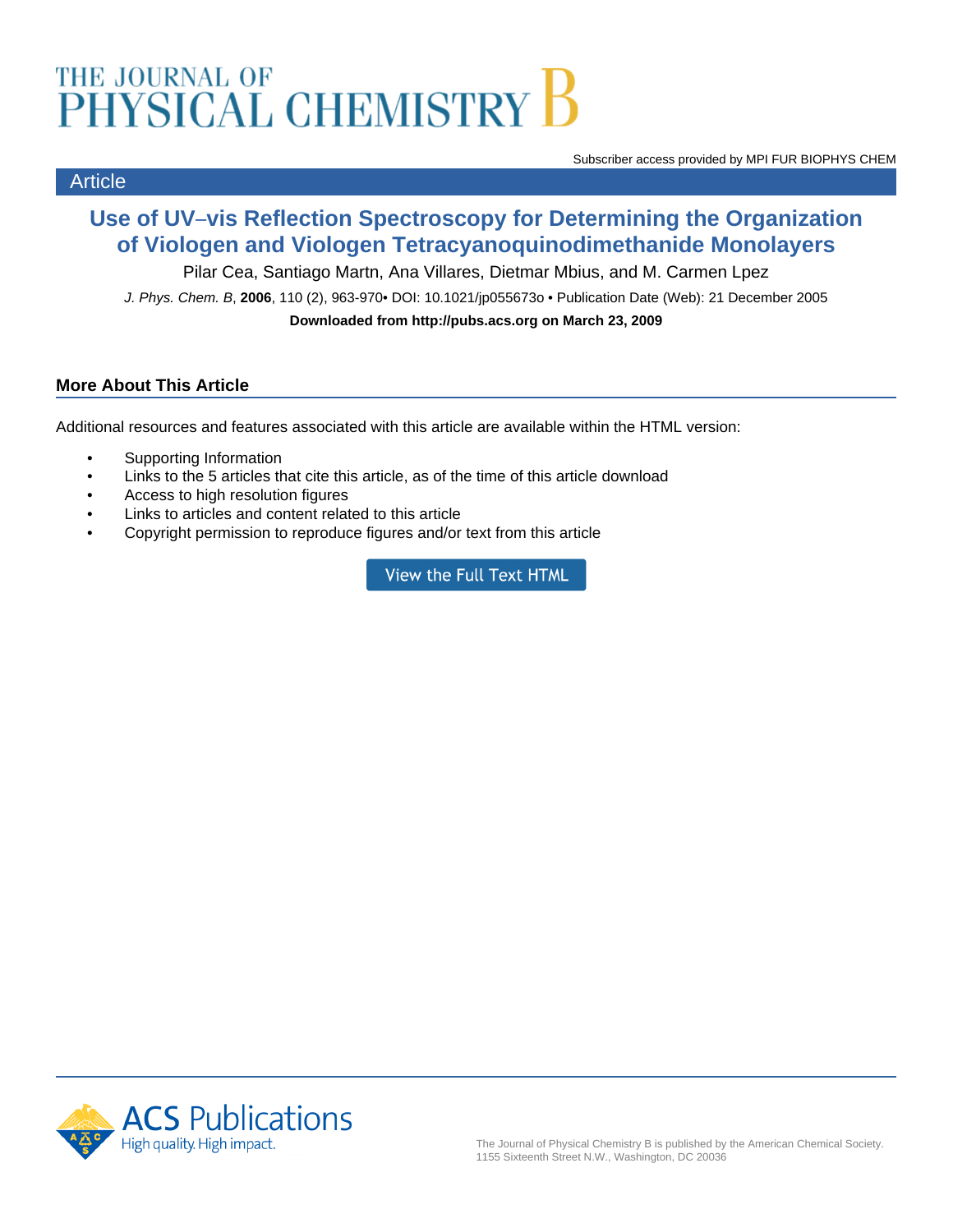# THE JOURNAL OF PHYSICAL CHEMISTRY B

Subscriber access provided by MPI FUR BIOPHYS CHEM

Article

## Use of UV–vis Reflection Spectroscopy for Determining the Organization of Viologen and Viologen Tetracyanoquinodimethanide Monolayers

Pilar Cea, Santiago Martn, Ana Villares, Dietmar Mbius, and M. Carmen Lpez

*J. Phys. Chem. B*, **2006**, 110 (2), 963-970• DOI: 10.1021/jp055673o • Publication Date (Web): 21 December 2005

**Downloaded from http://pubs.acs.org on March 23, 2009**

### More About This Article

Additional resources and features associated with this article are available within the HTML version:

- Supporting Information
- Links to the 5 articles that cite this article, as of the time of this article download
- Access to high resolution figures
- Links to articles and content related to this article
- Copyright permission to reproduce figures and/or text from this article

View the Full Text HTML

ACS Publications
High quality. High impact.

The Journal of Physical Chemistry B is published by the American Chemical Society. 1155 Sixteenth Street N.W., Washington, DC 20036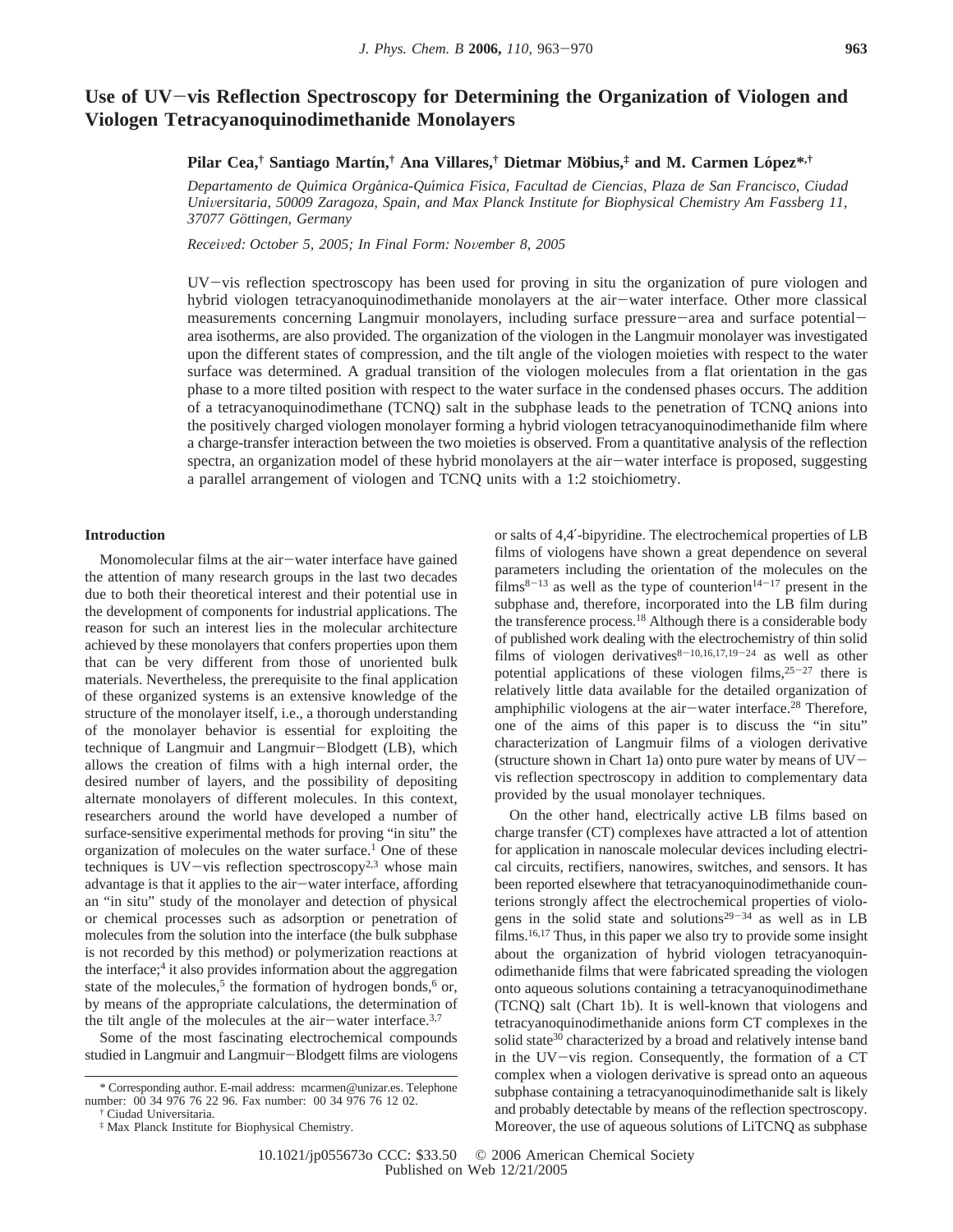# Use of UV–vis Reflection Spectroscopy for Determining the Organization of Viologen and Viologen Tetracyanoquinodimethanide Monolayers

**Pilar Cea,† Santiago Martín,† Ana Villares,† Dietmar Möbius,‡ and M. Carmen López*,†**

*Departamento de Química Orgánica-Química Física, Facultad de Ciencias, Plaza de San Francisco, Ciudad Universitaria, 50009 Zaragoza, Spain, and Max Planck Institute for Biophysical Chemistry Am Fassberg 11, 37077 Göttingen, Germany*

*Received: October 5, 2005; In Final Form: November 8, 2005*

UV–vis reflection spectroscopy has been used for proving in situ the organization of pure viologen and hybrid viologen tetracyanoquinodimethanide monolayers at the air–water interface. Other more classical measurements concerning Langmuir monolayers, including surface pressure–area and surface potential–area isotherms, are also provided. The organization of the viologen in the Langmuir monolayer was investigated upon the different states of compression, and the tilt angle of the viologen moieties with respect to the water surface was determined. A gradual transition of the viologen molecules from a flat orientation in the gas phase to a more tilted position with respect to the water surface in the condensed phases occurs. The addition of a tetracyanoquinodimethane (TCNQ) salt in the subphase leads to the penetration of TCNQ anions into the positively charged viologen monolayer forming a hybrid viologen tetracyanoquinodimethanide film where a charge-transfer interaction between the two moieties is observed. From a quantitative analysis of the reflection spectra, an organization model of these hybrid monolayers at the air–water interface is proposed, suggesting a parallel arrangement of viologen and TCNQ units with a 1:2 stoichiometry.

## Introduction

Monomolecular films at the air–water interface have gained the attention of many research groups in the last two decades due to both their theoretical interest and their potential use in the development of components for industrial applications. The reason for such an interest lies in the molecular architecture achieved by these monolayers that confers properties upon them that can be very different from those of unoriented bulk materials. Nevertheless, the prerequisite to the final application of these organized systems is an extensive knowledge of the structure of the monolayer itself, i.e., a thorough understanding of the monolayer behavior is essential for exploiting the technique of Langmuir and Langmuir–Blodgett (LB), which allows the creation of films with a high internal order, the desired number of layers, and the possibility of depositing alternate monolayers of different molecules. In this context, researchers around the world have developed a number of surface-sensitive experimental methods for proving "in situ" the organization of molecules on the water surface.[1] One of these techniques is UV–vis reflection spectroscopy[2,3] whose main advantage is that it applies to the air–water interface, affording an "in situ" study of the monolayer and detection of physical or chemical processes such as adsorption or penetration of molecules from the solution into the interface (the bulk subphase is not recorded by this method) or polymerization reactions at the interface;[4] it also provides information about the aggregation state of the molecules,[5] the formation of hydrogen bonds,[6] or, by means of the appropriate calculations, the determination of the tilt angle of the molecules at the air–water interface.[3,7]

Some of the most fascinating electrochemical compounds studied in Langmuir and Langmuir–Blodgett films are viologens or salts of 4,4′-bipyridine. The electrochemical properties of LB films of viologens have shown a great dependence on several parameters including the orientation of the molecules on the films[8–13] as well as the type of counterion[14–17] present in the subphase and, therefore, incorporated into the LB film during the transference process.[18] Although there is a considerable body of published work dealing with the electrochemistry of thin solid films of viologen derivatives[8–10,16,17,19–24] as well as other potential applications of these viologen films,[25–27] there is relatively little data available for the detailed organization of amphiphilic viologens at the air–water interface.[28] Therefore, one of the aims of this paper is to discuss the "in situ" characterization of Langmuir films of a viologen derivative (structure shown in Chart 1a) onto pure water by means of UV–vis reflection spectroscopy in addition to complementary data provided by the usual monolayer techniques.

On the other hand, electrically active LB films based on charge transfer (CT) complexes have attracted a lot of attention for application in nanoscale molecular devices including electrical circuits, rectifiers, nanowires, switches, and sensors. It has been reported elsewhere that tetracyanoquinodimethanide counterions strongly affect the electrochemical properties of viologens in the solid state and solutions[29–34] as well as in LB films.[16,17] Thus, in this paper we also try to provide some insight about the organization of hybrid viologen tetracyanoquinodimethanide films that were fabricated spreading the viologen onto aqueous solutions containing a tetracyanoquinodimethane (TCNQ) salt (Chart 1b). It is well-known that viologens and tetracyanoquinodimethanide anions form CT complexes in the solid state[30] characterized by a broad and relatively intense band in the UV–vis region. Consequently, the formation of a CT complex when a viologen derivative is spread onto an aqueous subphase containing a tetracyanoquinodimethanide salt is likely and probably detectable by means of the reflection spectroscopy. Moreover, the use of aqueous solutions of LiTCNQ as subphase

\* Corresponding author. E-mail address: mcarmen@unizar.es. Telephone number: 00 34 976 76 22 96. Fax number: 00 34 976 76 12 02.

† Ciudad Universitaria.

‡ Max Planck Institute for Biophysical Chemistry.

10.1021/jp055673o CCC: $33.50 © 2006 American Chemical Society
Published on Web 12/21/2005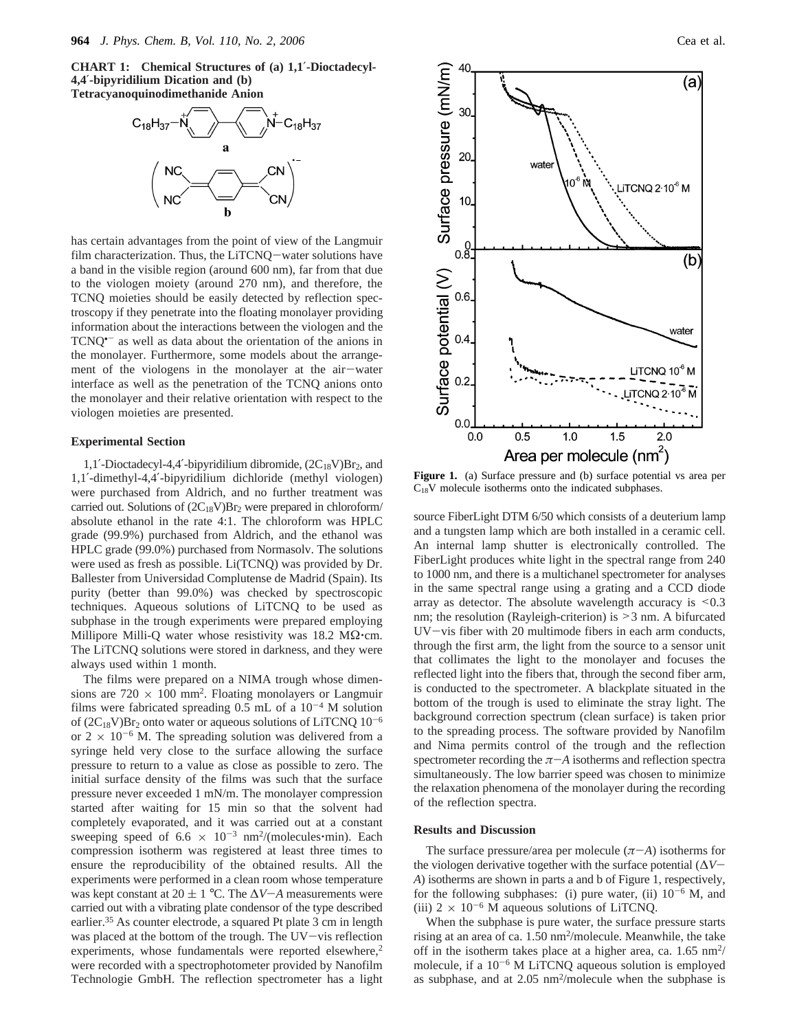**CHART 1: Chemical Structures of (a) 1,1′-Dioctadecyl-4,4′-bipyridilium Dication and (b) Tetracyanoquinodimethanide Anion**

has certain advantages from the point of view of the Langmuir film characterization. Thus, the LiTCNQ–water solutions have a band in the visible region (around 600 nm), far from that due to the viologen moiety (around 270 nm), and therefore, the TCNQ moieties should be easily detected by reflection spectroscopy if they penetrate into the floating monolayer providing information about the interactions between the viologen and the $TCNQ^{\bullet-}$ as well as data about the orientation of the anions in the monolayer. Furthermore, some models about the arrangement of the viologens in the monolayer at the air–water interface as well as the penetration of the TCNQ anions onto the monolayer and their relative orientation with respect to the viologen moieties are presented.

## Experimental Section

1,1′-Dioctadecyl-4,4′-bipyridilium dibromide, $(2C_{18}V)Br_2$, and 1,1′-dimethyl-4,4′-bipyridilium dichloride (methyl viologen) were purchased from Aldrich, and no further treatment was carried out. Solutions of $(2C_{18}V)Br_2$ were prepared in chloroform/absolute ethanol in the rate 4:1. The chloroform was HPLC grade (99.9%) purchased from Aldrich, and the ethanol was HPLC grade (99.0%) purchased from Normasolv. The solutions were used as fresh as possible. Li(TCNQ) was provided by Dr. Ballester from Universidad Complutense de Madrid (Spain). Its purity (better than 99.0%) was checked by spectroscopic techniques. Aqueous solutions of LiTCNQ to be used as subphase in the trough experiments were prepared employing Millipore Milli-Q water whose resistivity was 18.2 MΩ·cm. The LiTCNQ solutions were stored in darkness, and they were always used within 1 month.

The films were prepared on a NIMA trough whose dimensions are $720 \times 100$ mm$^2$. Floating monolayers or Langmuir films were fabricated spreading 0.5 mL of a $10^{-4}$ M solution of $(2C_{18}V)Br_2$ onto water or aqueous solutions of LiTCNQ $10^{-6}$ or $2 \times 10^{-6}$ M. The spreading solution was delivered from a syringe held very close to the surface allowing the surface pressure to return to a value as close as possible to zero. The initial surface density of the films was such that the surface pressure never exceeded 1 mN/m. The monolayer compression started after waiting for 15 min so that the solvent had completely evaporated, and it was carried out at a constant sweeping speed of $6.6 \times 10^{-3}$ nm$^2$/(molecules·min). Each compression isotherm was registered at least three times to ensure the reproducibility of the obtained results. All the experiments were performed in a clean room whose temperature was kept constant at $20 \pm 1$ °C. The $\Delta V-A$ measurements were carried out with a vibrating plate condensor of the type described earlier.[35] As counter electrode, a squared Pt plate 3 cm in length was placed at the bottom of the trough. The UV–vis reflection experiments, whose fundamentals were reported elsewhere,[2] were recorded with a spectrophotometer provided by Nanofilm Technologie GmbH. The reflection spectrometer has a light source FiberLight DTM 6/50 which consists of a deuterium lamp and a tungsten lamp which are both installed in a ceramic cell. An internal lamp shutter is electronically controlled. The FiberLight produces white light in the spectral range from 240 to 1000 nm, and there is a multichanel spectrometer for analyses in the same spectral range using a grating and a CCD diode array as detector. The absolute wavelength accuracy is <0.3 nm; the resolution (Rayleigh-criterion) is >3 nm. A bifurcated UV–vis fiber with 20 multimode fibers in each arm conducts, through the first arm, the light from the source to a sensor unit that collimates the light to the monolayer and focuses the reflected light into the fibers that, through the second fiber arm, is conducted to the spectrometer. A blackplate situated in the bottom of the trough is used to eliminate the stray light. The background correction spectrum (clean surface) is taken prior to the spreading process. The software provided by Nanofilm and Nima permits control of the trough and the reflection spectrometer recording the $\pi-A$ isotherms and reflection spectra simultaneously. The low barrier speed was chosen to minimize the relaxation phenomena of the monolayer during the recording of the reflection spectra.

**Figure 1.** (a) Surface pressure and (b) surface potential vs area per $C_{18}V$ molecule isotherms onto the indicated subphases.

## Results and Discussion

The surface pressure/area per molecule ($\pi-A$) isotherms for the viologen derivative together with the surface potential ($\Delta V-A$) isotherms are shown in parts a and b of Figure 1, respectively, for the following subphases: (i) pure water, (ii) $10^{-6}$ M, and (iii) $2 \times 10^{-6}$ M aqueous solutions of LiTCNQ.

When the subphase is pure water, the surface pressure starts rising at an area of ca. 1.50 nm$^2$/molecule. Meanwhile, the take off in the isotherm takes place at a higher area, ca. 1.65 nm$^2$/molecule, if a $10^{-6}$ M LiTCNQ aqueous solution is employed as subphase, and at 2.05 nm$^2$/molecule when the subphase is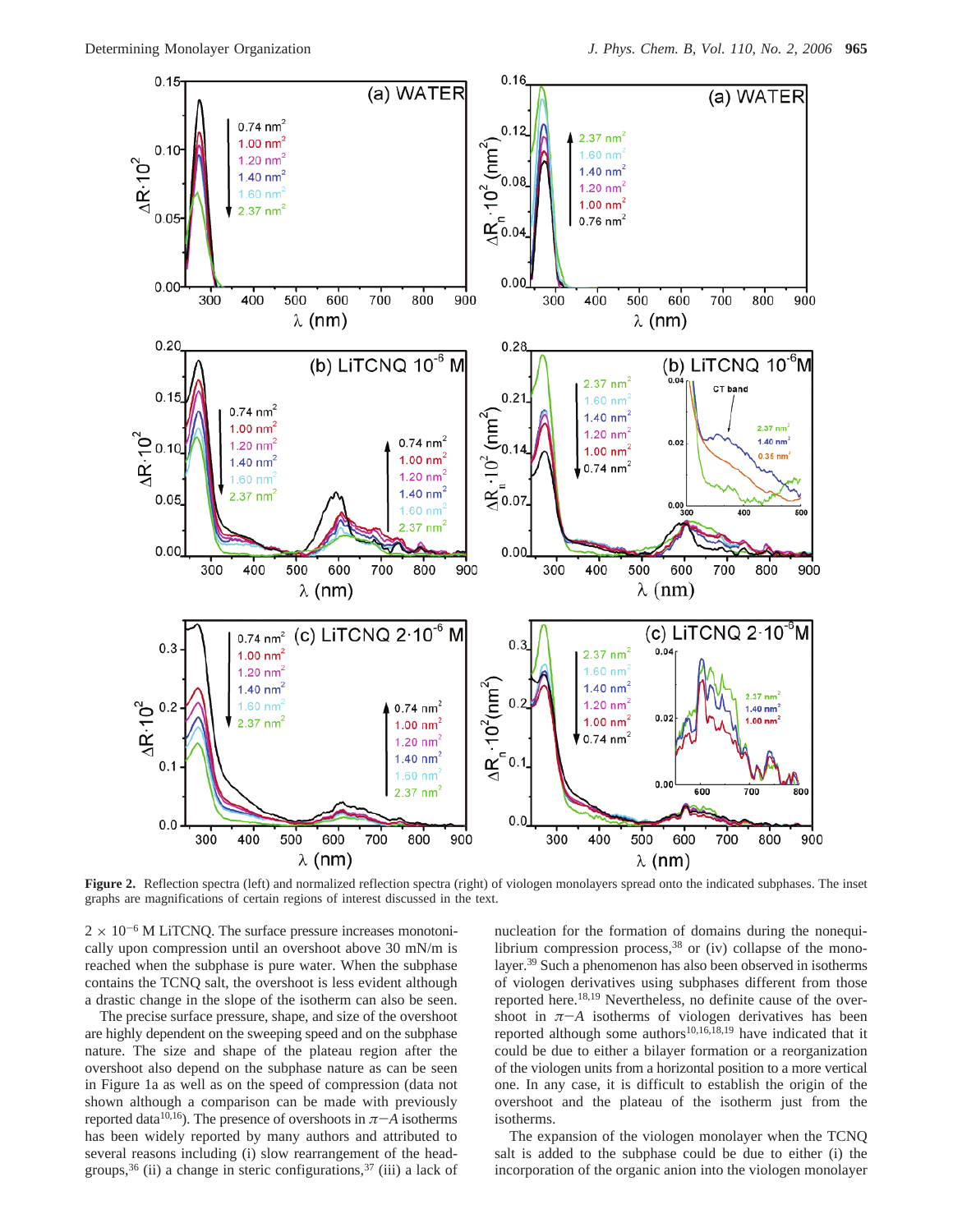**Figure 2.** Reflection spectra (left) and normalized reflection spectra (right) of viologen monolayers spread onto the indicated subphases. The inset graphs are magnifications of certain regions of interest discussed in the text.

$2 \times 10^{-6}$ M LiTCNQ. The surface pressure increases monotonically upon compression until an overshoot above 30 mN/m is reached when the subphase is pure water. When the subphase contains the TCNQ salt, the overshoot is less evident although a drastic change in the slope of the isotherm can also be seen.

The precise surface pressure, shape, and size of the overshoot are highly dependent on the sweeping speed and on the subphase nature. The size and shape of the plateau region after the overshoot also depend on the subphase nature as can be seen in Figure 1a as well as on the speed of compression (data not shown although a comparison can be made with previously reported data[10,16]). The presence of overshoots in $\pi$−$A$ isotherms has been widely reported by many authors and attributed to several reasons including (i) slow rearrangement of the headgroups,[36] (ii) a change in steric configurations,[37] (iii) a lack of nucleation for the formation of domains during the nonequilibrium compression process,[38] or (iv) collapse of the monolayer.[39] Such a phenomenon has also been observed in isotherms of viologen derivatives using subphases different from those reported here.[18,19] Nevertheless, no definite cause of the overshoot in $\pi$−$A$ isotherms of viologen derivatives has been reported although some authors[10,16,18,19] have indicated that it could be due to either a bilayer formation or a reorganization of the viologen units from a horizontal position to a more vertical one. In any case, it is difficult to establish the origin of the overshoot and the plateau of the isotherm just from the isotherms.

The expansion of the viologen monolayer when the TCNQ salt is added to the subphase could be due to either (i) the incorporation of the organic anion into the viologen monolayer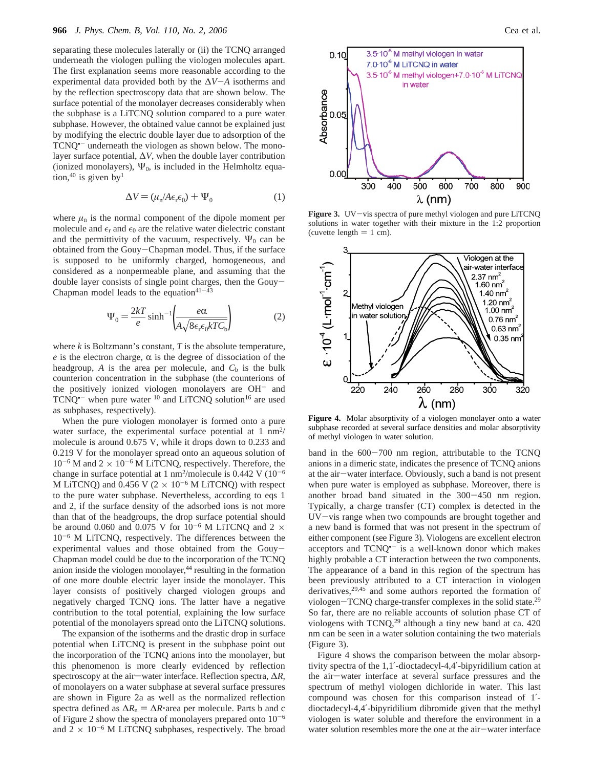separating these molecules laterally or (ii) the TCNQ arranged underneath the viologen pulling the viologen molecules apart. The first explanation seems more reasonable according to the experimental data provided both by the $\Delta V$−$A$ isotherms and by the reflection spectroscopy data that are shown below. The surface potential of the monolayer decreases considerably when the subphase is a LiTCNQ solution compared to a pure water subphase. However, the obtained value cannot be explained just by modifying the electric double layer due to adsorption of the $TCNQ^{\bullet -}$ underneath the viologen as shown below. The monolayer surface potential, $\Delta V$, when the double layer contribution (ionized monolayers), $\Psi_0$, is included in the Helmholtz equation,[40] is given by[1]

$$\Delta V = (\mu_n / A\epsilon_r\epsilon_0) + \Psi_0 \qquad (1)$$

where $\mu_n$ is the normal component of the dipole moment per molecule and $\epsilon_r$ and $\epsilon_0$ are the relative water dielectric constant and the permittivity of the vacuum, respectively. $\Psi_0$ can be obtained from the Gouy−Chapman model. Thus, if the surface is supposed to be uniformly charged, homogeneous, and considered as a nonpermeable plane, and assuming that the double layer consists of single point charges, then the Gouy−Chapman model leads to the equation[41−43]

$$\Psi_0 = \frac{2kT}{e}\sinh^{-1}\left(\frac{e\alpha}{A\sqrt{8\epsilon_r\epsilon_0 kTC_b}}\right) \qquad (2)$$

where $k$ is Boltzmann's constant, $T$ is the absolute temperature, $e$ is the electron charge, $\alpha$ is the degree of dissociation of the headgroup, $A$ is the area per molecule, and $C_b$ is the bulk counterion concentration in the subphase (the counterions of the positively ionized viologen monolayers are $OH^-$ and $TCNQ^{\bullet -}$ when pure water [10] and LiTCNQ solution[16] are used as subphases, respectively).

When the pure viologen monolayer is formed onto a pure water surface, the experimental surface potential at 1 $nm^2$/molecule is around 0.675 V, while it drops down to 0.233 and 0.219 V for the monolayer spread onto an aqueous solution of $10^{-6}$ M and $2 \times 10^{-6}$ M LiTCNQ, respectively. Therefore, the change in surface potential at 1 $nm^2$/molecule is 0.442 V ($10^{-6}$ M LiTCNQ) and 0.456 V ($2 \times 10^{-6}$ M LiTCNQ) with respect to the pure water subphase. Nevertheless, according to eqs 1 and 2, if the surface density of the adsorbed ions is not more than that of the headgroups, the drop surface potential should be around 0.060 and 0.075 V for $10^{-6}$ M LiTCNQ and $2 \times 10^{-6}$ M LiTCNQ, respectively. The differences between the experimental values and those obtained from the Gouy−Chapman model could be due to the incorporation of the TCNQ anion inside the viologen monolayer,[44] resulting in the formation of one more double electric layer inside the monolayer. This layer consists of positively charged viologen groups and negatively charged TCNQ ions. The latter have a negative contribution to the total potential, explaining the low surface potential of the monolayers spread onto the LiTCNQ solutions.

The expansion of the isotherms and the drastic drop in surface potential when LiTCNQ is present in the subphase point out the incorporation of the TCNQ anions into the monolayer, but this phenomenon is more clearly evidenced by reflection spectroscopy at the air−water interface. Reflection spectra, $\Delta R$, of monolayers on a water subphase at several surface pressures are shown in Figure 2a as well as the normalized reflection spectra defined as $\Delta R_n = \Delta R \cdot$area per molecule. Parts b and c of Figure 2 show the spectra of monolayers prepared onto $10^{-6}$ and $2 \times 10^{-6}$ M LiTCNQ subphases, respectively. The broad band in the 600−700 nm region, attributable to the TCNQ anions in a dimeric state, indicates the presence of TCNQ anions at the air−water interface. Obviously, such a band is not present when pure water is employed as subphase. Moreover, there is another broad band situated in the 300−450 nm region. Typically, a charge transfer (CT) complex is detected in the UV−vis range when two compounds are brought together and a new band is formed that was not present in the spectrum of either component (see Figure 3). Viologens are excellent electron acceptors and $TCNQ^{\bullet -}$ is a well-known donor which makes highly probable a CT interaction between the two components. The appearance of a band in this region of the spectrum has been previously attributed to a CT interaction in viologen derivatives,[29,45] and some authors reported the formation of viologen−TCNQ charge-transfer complexes in the solid state.[29] So far, there are no reliable accounts of solution phase CT of viologens with TCNQ,[29] although a tiny new band at ca. 420 nm can be seen in a water solution containing the two materials (Figure 3).

**Figure 3.** UV−vis spectra of pure methyl viologen and pure LiTCNQ solutions in water together with their mixture in the 1:2 proportion (cuvette length = 1 cm).

**Figure 4.** Molar absorptivity of a viologen monolayer onto a water subphase recorded at several surface densities and molar absorptivity of methyl viologen in water solution.

Figure 4 shows the comparison between the molar absorptivity spectra of the 1,1′-dioctadecyl-4,4′-bipyridilium cation at the air−water interface at several surface pressures and the spectrum of methyl viologen dichloride in water. This last compound was chosen for this comparison instead of 1′-dioctadecyl-4,4′-bipyridilium dibromide given that the methyl viologen is water soluble and therefore the environment in a water solution resembles more the one at the air−water interface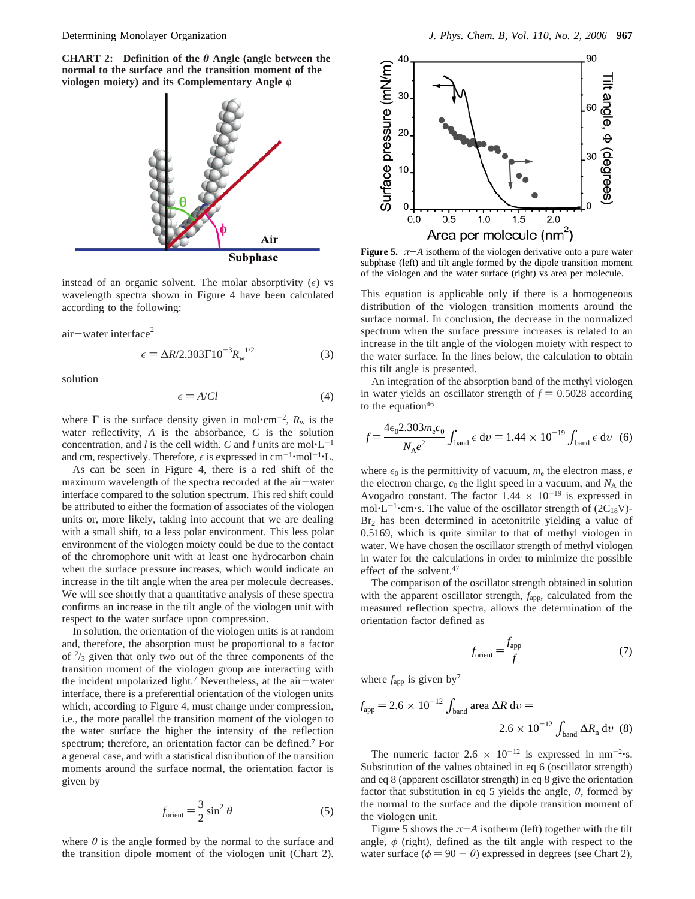**CHART 2: Definition of the $\theta$ Angle (angle between the normal to the surface and the transition moment of the viologen moiety) and its Complementary Angle $\phi$**

instead of an organic solvent. The molar absorptivity ($\epsilon$) vs wavelength spectra shown in Figure 4 have been calculated according to the following:

air−water interface[2]

$$\epsilon = \Delta R / 2.303 \Gamma 10^{-3} R_w^{1/2} \quad (3)$$

solution

$$\epsilon = A/Cl \quad (4)$$

where $\Gamma$ is the surface density given in mol·cm$^{-2}$, $R_w$ is the water reflectivity, $A$ is the absorbance, $C$ is the solution concentration, and $l$ is the cell width. $C$ and $l$ units are mol·L$^{-1}$ and cm, respectively. Therefore, $\epsilon$ is expressed in cm$^{-1}$·mol$^{-1}$·L.

As can be seen in Figure 4, there is a red shift of the maximum wavelength of the spectra recorded at the air−water interface compared to the solution spectrum. This red shift could be attributed to either the formation of associates of the viologen units or, more likely, taking into account that we are dealing with a small shift, to a less polar environment. This less polar environment of the viologen moiety could be due to the contact of the chromophore unit with at least one hydrocarbon chain when the surface pressure increases, which would indicate an increase in the tilt angle when the area per molecule decreases. We will see shortly that a quantitative analysis of these spectra confirms an increase in the tilt angle of the viologen unit with respect to the water surface upon compression.

In solution, the orientation of the viologen units is at random and, therefore, the absorption must be proportional to a factor of $^2/_3$ given that only two out of the three components of the transition moment of the viologen group are interacting with the incident unpolarized light.[7] Nevertheless, at the air−water interface, there is a preferential orientation of the viologen units which, according to Figure 4, must change under compression, i.e., the more parallel the transition moment of the viologen to the water surface the higher the intensity of the reflection spectrum; therefore, an orientation factor can be defined.[7] For a general case, and with a statistical distribution of the transition moments around the surface normal, the orientation factor is given by

$$f_{\text{orient}} = \frac{3}{2}\sin^2\theta \quad (5)$$

where $\theta$ is the angle formed by the normal to the surface and the transition dipole moment of the viologen unit (Chart 2). This equation is applicable only if there is a homogeneous distribution of the viologen transition moments around the surface normal. In conclusion, the decrease in the normalized spectrum when the surface pressure increases is related to an increase in the tilt angle of the viologen moiety with respect to the water surface. In the lines below, the calculation to obtain this tilt angle is presented.

**Figure 5.** $\pi$−$A$ isotherm of the viologen derivative onto a pure water subphase (left) and tilt angle formed by the dipole transition moment of the viologen and the water surface (right) vs area per molecule.

An integration of the absorption band of the methyl viologen in water yields an oscillator strength of $f = 0.5028$ according to the equation[46]

$$f = \frac{4\epsilon_0 2.303 m_e c_0}{N_A e^2}\int_{\text{band}} \epsilon \, d\upsilon = 1.44 \times 10^{-19}\int_{\text{band}} \epsilon \, d\upsilon \quad (6)$$

where $\epsilon_0$ is the permittivity of vacuum, $m_e$ the electron mass, $e$ the electron charge, $c_0$ the light speed in a vacuum, and $N_A$ the Avogadro constant. The factor $1.44 \times 10^{-19}$ is expressed in mol·L$^{-1}$·cm·s. The value of the oscillator strength of $(2C_{18}V)$-$Br_2$ has been determined in acetonitrile yielding a value of 0.5169, which is quite similar to that of methyl viologen in water. We have chosen the oscillator strength of methyl viologen in water for the calculations in order to minimize the possible effect of the solvent.[47]

The comparison of the oscillator strength obtained in solution with the apparent oscillator strength, $f_{\text{app}}$, calculated from the measured reflection spectra, allows the determination of the orientation factor defined as

$$f_{\text{orient}} = \frac{f_{\text{app}}}{f} \quad (7)$$

where $f_{\text{app}}$ is given by[7]

$$f_{\text{app}} = 2.6 \times 10^{-12}\int_{\text{band}} \text{area}\, \Delta R \, d\upsilon = 2.6 \times 10^{-12}\int_{\text{band}} \Delta R_n \, d\upsilon \quad (8)$$

The numeric factor $2.6 \times 10^{-12}$ is expressed in nm$^{-2}$·s. Substitution of the values obtained in eq 6 (oscillator strength) and eq 8 (apparent oscillator strength) in eq 8 give the orientation factor that substitution in eq 5 yields the angle, $\theta$, formed by the normal to the surface and the dipole transition moment of the viologen unit.

Figure 5 shows the $\pi$−$A$ isotherm (left) together with the tilt angle, $\phi$ (right), defined as the tilt angle with respect to the water surface ($\phi = 90 - \theta$) expressed in degrees (see Chart 2),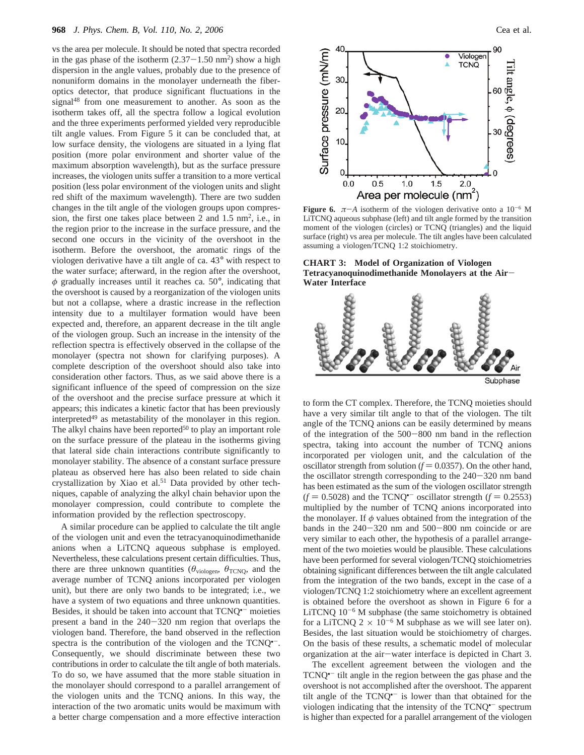vs the area per molecule. It should be noted that spectra recorded in the gas phase of the isotherm (2.37−1.50 nm$^2$) show a high dispersion in the angle values, probably due to the presence of nonuniform domains in the monolayer underneath the fiber-optics detector, that produce significant fluctuations in the signal[48] from one measurement to another. As soon as the isotherm takes off, all the spectra follow a logical evolution and the three experiments performed yielded very reproducible tilt angle values. From Figure 5 it can be concluded that, at low surface density, the viologens are situated in a lying flat position (more polar environment and shorter value of the maximum absorption wavelength), but as the surface pressure increases, the viologen units suffer a transition to a more vertical position (less polar environment of the viologen units and slight red shift of the maximum wavelength). There are two sudden changes in the tilt angle of the viologen groups upon compression, the first one takes place between 2 and 1.5 nm$^2$, i.e., in the region prior to the increase in the surface pressure, and the second one occurs in the vicinity of the overshoot in the isotherm. Before the overshoot, the aromatic rings of the viologen derivative have a tilt angle of ca. 43° with respect to the water surface; afterward, in the region after the overshoot, $\phi$ gradually increases until it reaches ca. 50°, indicating that the overshoot is caused by a reorganization of the viologen units but not a collapse, where a drastic increase in the reflection intensity due to a multilayer formation would have been expected and, therefore, an apparent decrease in the tilt angle of the viologen group. Such an increase in the intensity of the reflection spectra is effectively observed in the collapse of the monolayer (spectra not shown for clarifying purposes). A complete description of the overshoot should also take into consideration other factors. Thus, as we said above there is a significant influence of the speed of compression on the size of the overshoot and the precise surface pressure at which it appears; this indicates a kinetic factor that has been previously interpreted[49] as metastability of the monolayer in this region. The alkyl chains have been reported[50] to play an important role on the surface pressure of the plateau in the isotherms giving that lateral side chain interactions contribute significantly to monolayer stability. The absence of a constant surface pressure plateau as observed here has also been related to side chain crystallization by Xiao et al.[51] Data provided by other techniques, capable of analyzing the alkyl chain behavior upon the monolayer compression, could contribute to complete the information provided by the reflection spectroscopy.

A similar procedure can be applied to calculate the tilt angle of the viologen unit and even the tetracyanoquinodimethanide anions when a LiTCNQ aqueous subphase is employed. Nevertheless, these calculations present certain difficulties. Thus, there are three unknown quantities ($\theta_{\text{viologen}}$, $\theta_{\text{TCNQ}}$, and the average number of TCNQ anions incorporated per viologen unit), but there are only two bands to be integrated; i.e., we have a system of two equations and three unknown quantities. Besides, it should be taken into account that TCNQ$^{\bullet-}$ moieties present a band in the 240−320 nm region that overlaps the viologen band. Therefore, the band observed in the reflection spectra is the contribution of the viologen and the TCNQ$^{\bullet-}$. Consequently, we should discriminate between these two contributions in order to calculate the tilt angle of both materials. To do so, we have assumed that the more stable situation in the monolayer should correspond to a parallel arrangement of the viologen units and the TCNQ anions. In this way, the interaction of the two aromatic units would be maximum with a better charge compensation and a more effective interaction

**Figure 6.** $\pi$−$A$ isotherm of the viologen derivative onto a $10^{-6}$ M LiTCNQ aqueous subphase (left) and tilt angle formed by the transition moment of the viologen (circles) or TCNQ (triangles) and the liquid surface (right) vs area per molecule. The tilt angles have been calculated assuming a viologen/TCNQ 1:2 stoichiometry.

**CHART 3: Model of Organization of Viologen Tetracyanoquinodimethanide Monolayers at the Air−Water Interface**

to form the CT complex. Therefore, the TCNQ moieties should have a very similar tilt angle to that of the viologen. The tilt angle of the TCNQ anions can be easily determined by means of the integration of the 500−800 nm band in the reflection spectra, taking into account the number of TCNQ anions incorporated per viologen unit, and the calculation of the oscillator strength from solution ($f = 0.0357$). On the other hand, the oscillator strength corresponding to the 240−320 nm band has been estimated as the sum of the viologen oscillator strength ($f = 0.5028$) and the TCNQ$^{\bullet-}$ oscillator strength ($f = 0.2553$) multiplied by the number of TCNQ anions incorporated into the monolayer. If $\phi$ values obtained from the integration of the bands in the 240−320 nm and 500−800 nm coincide or are very similar to each other, the hypothesis of a parallel arrangement of the two moieties would be plausible. These calculations have been performed for several viologen/TCNQ stoichiometries obtaining significant differences between the tilt angle calculated from the integration of the two bands, except in the case of a viologen/TCNQ 1:2 stoichiometry where an excellent agreement is obtained before the overshoot as shown in Figure 6 for a LiTCNQ $10^{-6}$ M subphase (the same stoichiometry is obtained for a LiTCNQ $2 \times 10^{-6}$ M subphase as we will see later on). Besides, the last situation would be stoichiometry of charges. On the basis of these results, a schematic model of molecular organization at the air−water interface is depicted in Chart 3.

The excellent agreement between the viologen and the TCNQ$^{\bullet-}$ tilt angle in the region between the gas phase and the overshoot is not accomplished after the overshoot. The apparent tilt angle of the TCNQ$^{\bullet-}$ is lower than that obtained for the viologen indicating that the intensity of the TCNQ$^{\bullet-}$ spectrum is higher than expected for a parallel arrangement of the viologen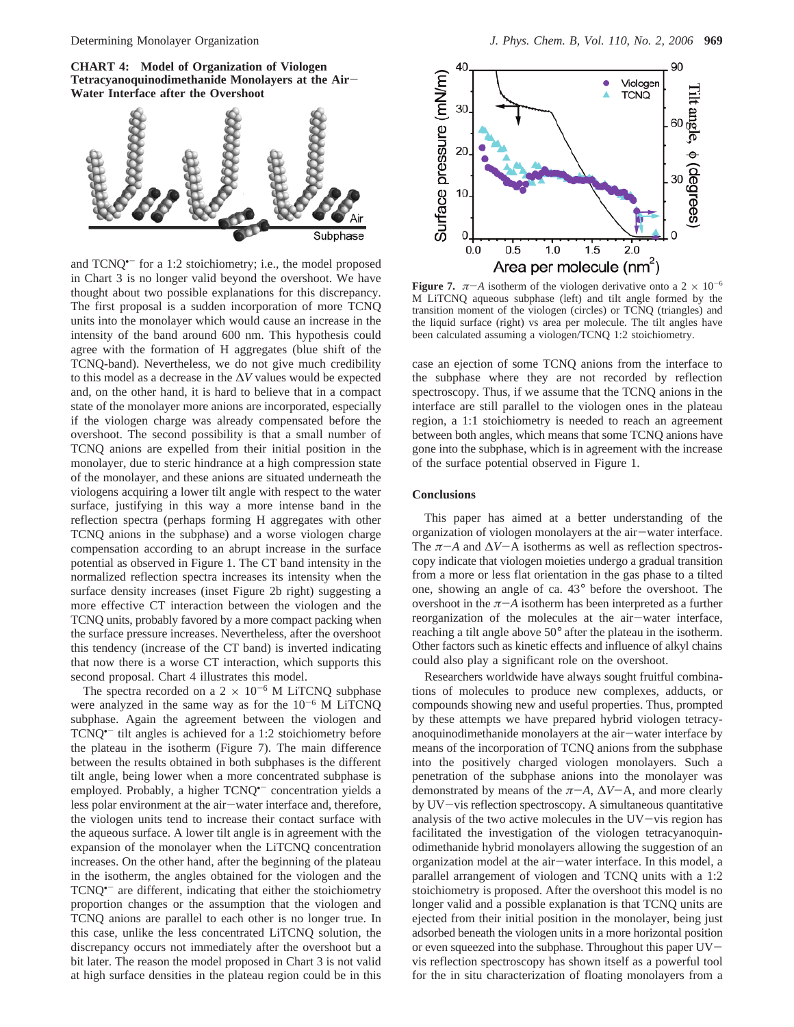**CHART 4: Model of Organization of Viologen Tetracyanoquinodimethanide Monolayers at the Air−Water Interface after the Overshoot**

and $TCNQ^{\bullet-}$ for a 1:2 stoichiometry; i.e., the model proposed in Chart 3 is no longer valid beyond the overshoot. We have thought about two possible explanations for this discrepancy. The first proposal is a sudden incorporation of more TCNQ units into the monolayer which would cause an increase in the intensity of the band around 600 nm. This hypothesis could agree with the formation of H aggregates (blue shift of the TCNQ-band). Nevertheless, we do not give much credibility to this model as a decrease in the $\Delta V$ values would be expected and, on the other hand, it is hard to believe that in a compact state of the monolayer more anions are incorporated, especially if the viologen charge was already compensated before the overshoot. The second possibility is that a small number of TCNQ anions are expelled from their initial position in the monolayer, due to steric hindrance at a high compression state of the monolayer, and these anions are situated underneath the viologens acquiring a lower tilt angle with respect to the water surface, justifying in this way a more intense band in the reflection spectra (perhaps forming H aggregates with other TCNQ anions in the subphase) and a worse viologen charge compensation according to an abrupt increase in the surface potential as observed in Figure 1. The CT band intensity in the normalized reflection spectra increases its intensity when the surface density increases (inset Figure 2b right) suggesting a more effective CT interaction between the viologen and the TCNQ units, probably favored by a more compact packing when the surface pressure increases. Nevertheless, after the overshoot this tendency (increase of the CT band) is inverted indicating that now there is a worse CT interaction, which supports this second proposal. Chart 4 illustrates this model.

The spectra recorded on a $2 \times 10^{-6}$ M LiTCNQ subphase were analyzed in the same way as for the $10^{-6}$ M LiTCNQ subphase. Again the agreement between the viologen and $TCNQ^{\bullet-}$ tilt angles is achieved for a 1:2 stoichiometry before the plateau in the isotherm (Figure 7). The main difference between the results obtained in both subphases is the different tilt angle, being lower when a more concentrated subphase is employed. Probably, a higher $TCNQ^{\bullet-}$ concentration yields a less polar environment at the air−water interface and, therefore, the viologen units tend to increase their contact surface with the aqueous surface. A lower tilt angle is in agreement with the expansion of the monolayer when the LiTCNQ concentration increases. On the other hand, after the beginning of the plateau in the isotherm, the angles obtained for the viologen and the $TCNQ^{\bullet-}$ are different, indicating that either the stoichiometry proportion changes or the assumption that the viologen and TCNQ anions are parallel to each other is no longer true. In this case, unlike the less concentrated LiTCNQ solution, the discrepancy occurs not immediately after the overshoot but a bit later. The reason the model proposed in Chart 3 is not valid at high surface densities in the plateau region could be in this case an ejection of some TCNQ anions from the interface to the subphase where they are not recorded by reflection spectroscopy. Thus, if we assume that the TCNQ anions in the interface are still parallel to the viologen ones in the plateau region, a 1:1 stoichiometry is needed to reach an agreement between both angles, which means that some TCNQ anions have gone into the subphase, which is in agreement with the increase of the surface potential observed in Figure 1.

**Figure 7.** $\pi$−$A$ isotherm of the viologen derivative onto a $2 \times 10^{-6}$ M LiTCNQ aqueous subphase (left) and tilt angle formed by the transition moment of the viologen (circles) or TCNQ (triangles) and the liquid surface (right) vs area per molecule. The tilt angles have been calculated assuming a viologen/TCNQ 1:2 stoichiometry.

## Conclusions

This paper has aimed at a better understanding of the organization of viologen monolayers at the air−water interface. The $\pi$−$A$ and $\Delta V$−A isotherms as well as reflection spectroscopy indicate that viologen moieties undergo a gradual transition from a more or less flat orientation in the gas phase to a tilted one, showing an angle of ca. 43° before the overshoot. The overshoot in the $\pi$−$A$ isotherm has been interpreted as a further reorganization of the molecules at the air−water interface, reaching a tilt angle above 50° after the plateau in the isotherm. Other factors such as kinetic effects and influence of alkyl chains could also play a significant role on the overshoot.

Researchers worldwide have always sought fruitful combinations of molecules to produce new complexes, adducts, or compounds showing new and useful properties. Thus, prompted by these attempts we have prepared hybrid viologen tetracyanoquinodimethanide monolayers at the air−water interface by means of the incorporation of TCNQ anions from the subphase into the positively charged viologen monolayers. Such a penetration of the subphase anions into the monolayer was demonstrated by means of the $\pi$−$A$, $\Delta V$−A, and more clearly by UV−vis reflection spectroscopy. A simultaneous quantitative analysis of the two active molecules in the UV−vis region has facilitated the investigation of the viologen tetracyanoquinodimethanide hybrid monolayers allowing the suggestion of an organization model at the air−water interface. In this model, a parallel arrangement of viologen and TCNQ units with a 1:2 stoichiometry is proposed. After the overshoot this model is no longer valid and a possible explanation is that TCNQ units are ejected from their initial position in the monolayer, being just adsorbed beneath the viologen units in a more horizontal position or even squeezed into the subphase. Throughout this paper UV−vis reflection spectroscopy has shown itself as a powerful tool for the in situ characterization of floating monolayers from a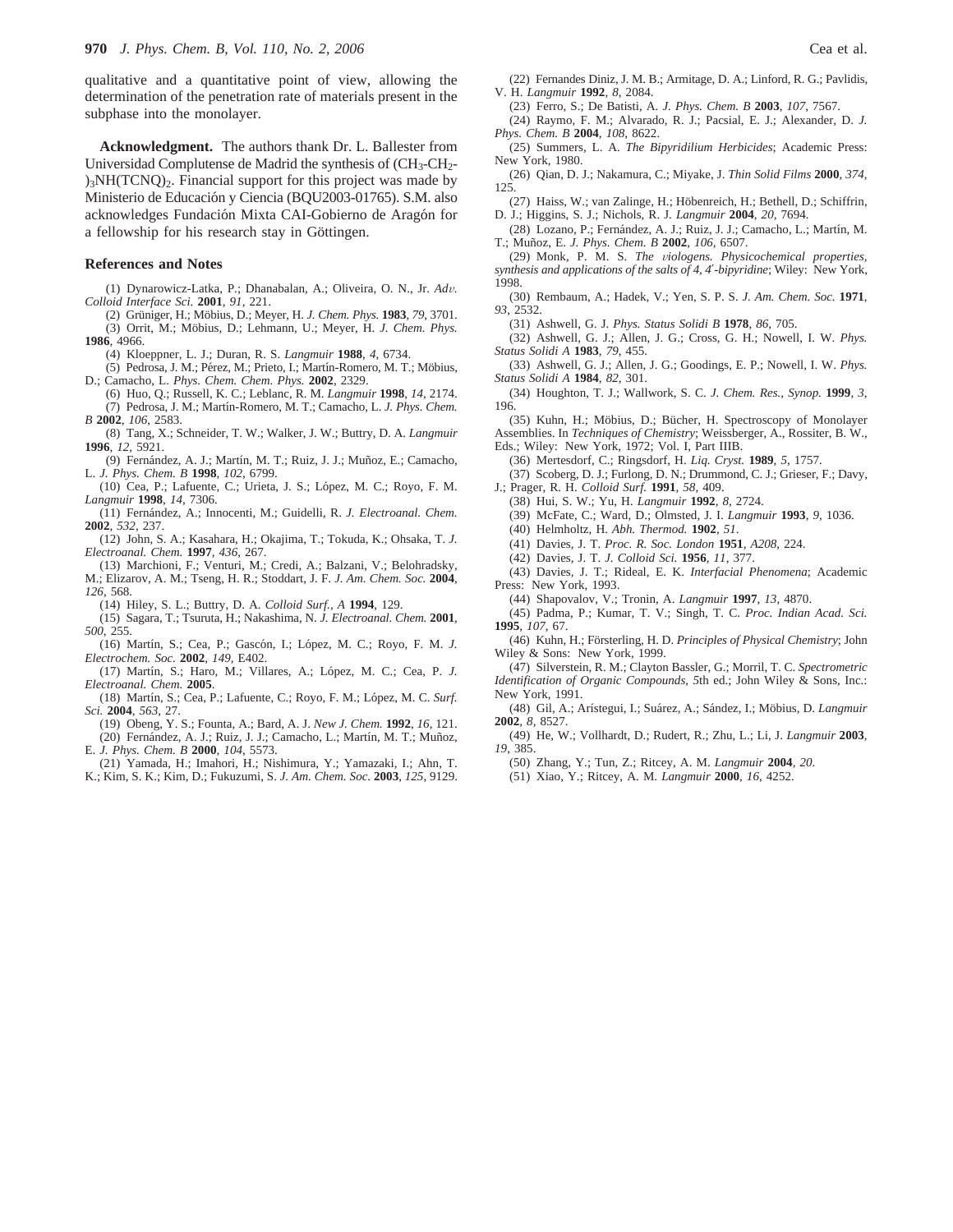qualitative and a quantitative point of view, allowing the determination of the penetration rate of materials present in the subphase into the monolayer.

**Acknowledgment.** The authors thank Dr. L. Ballester from Universidad Complutense de Madrid the synthesis of $(CH_3\text{-}CH_2\text{-})_3NH(TCNQ)_2$. Financial support for this project was made by Ministerio de Educación y Ciencia (BQU2003-01765). S.M. also acknowledges Fundación Mixta CAI-Gobierno de Aragón for a fellowship for his research stay in Göttingen.

## References and Notes

(1) Dynarowicz-Latka, P.; Dhanabalan, A.; Oliveira, O. N., Jr. *Adv. Colloid Interface Sci.* **2001**, *91*, 221.

(2) Grüniger, H.; Möbius, D.; Meyer, H. *J. Chem. Phys.* **1983**, *79*, 3701.

(3) Orrit, M.; Möbius, D.; Lehmann, U.; Meyer, H. *J. Chem. Phys.* **1986**, 4966.

(4) Kloeppner, L. J.; Duran, R. S. *Langmuir* **1988**, *4*, 6734.

(5) Pedrosa, J. M.; Pérez, M.; Prieto, I.; Martín-Romero, M. T.; Möbius, D.; Camacho, L. *Phys. Chem. Chem. Phys.* **2002**, 2329.

(6) Huo, Q.; Russell, K. C.; Leblanc, R. M. *Langmuir* **1998**, *14*, 2174.

(7) Pedrosa, J. M.; Martín-Romero, M. T.; Camacho, L. *J. Phys. Chem. B* **2002**, *106*, 2583.

(8) Tang, X.; Schneider, T. W.; Walker, J. W.; Buttry, D. A. *Langmuir* **1996**, *12*, 5921.

(9) Fernández, A. J.; Martín, M. T.; Ruiz, J. J.; Muñoz, E.; Camacho, L. *J. Phys. Chem. B* **1998**, *102*, 6799.

(10) Cea, P.; Lafuente, C.; Urieta, J. S.; López, M. C.; Royo, F. M. *Langmuir* **1998**, *14*, 7306.

(11) Fernández, A.; Innocenti, M.; Guidelli, R. *J. Electroanal. Chem.* **2002**, *532*, 237.

(12) John, S. A.; Kasahara, H.; Okajima, T.; Tokuda, K.; Ohsaka, T. *J. Electroanal. Chem.* **1997**, *436*, 267.

(13) Marchioni, F.; Venturi, M.; Credi, A.; Balzani, V.; Belohradsky, M.; Elizarov, A. M.; Tseng, H. R.; Stoddart, J. F. *J. Am. Chem. Soc.* **2004**, *126*, 568.

(14) Hiley, S. L.; Buttry, D. A. *Colloid Surf., A* **1994**, 129.

(15) Sagara, T.; Tsuruta, H.; Nakashima, N. *J. Electroanal. Chem.* **2001**, *500*, 255.

(16) Martín, S.; Cea, P.; Gascón, I.; López, M. C.; Royo, F. M. *J. Electrochem. Soc.* **2002**, *149*, E402.

(17) Martín, S.; Haro, M.; Villares, A.; López, M. C.; Cea, P. *J. Electroanal. Chem.* **2005**.

(18) Martín, S.; Cea, P.; Lafuente, C.; Royo, F. M.; López, M. C. *Surf. Sci.* **2004**, *563*, 27.

(19) Obeng, Y. S.; Founta, A.; Bard, A. J. *New J. Chem.* **1992**, *16*, 121.

(20) Fernández, A. J.; Ruiz, J. J.; Camacho, L.; Martín, M. T.; Muñoz, E. *J. Phys. Chem. B* **2000**, *104*, 5573.

(21) Yamada, H.; Imahori, H.; Nishimura, Y.; Yamazaki, I.; Ahn, T. K.; Kim, S. K.; Kim, D.; Fukuzumi, S. *J. Am. Chem. Soc.* **2003**, *125*, 9129.

(22) Fernandes Diniz, J. M. B.; Armitage, D. A.; Linford, R. G.; Pavlidis, V. H. *Langmuir* **1992**, *8*, 2084.

(23) Ferro, S.; De Batisti, A. *J. Phys. Chem. B* **2003**, *107*, 7567.

(24) Raymo, F. M.; Alvarado, R. J.; Pacsial, E. J.; Alexander, D. *J. Phys. Chem. B* **2004**, *108*, 8622.

(25) Summers, L. A. *The Bipyridilium Herbicides*; Academic Press: New York, 1980.

(26) Qian, D. J.; Nakamura, C.; Miyake, J. *Thin Solid Films* **2000**, *374*, 125.

(27) Haiss, W.; van Zalinge, H.; Höbenreich, H.; Bethell, D.; Schiffrin, D. J.; Higgins, S. J.; Nichols, R. J. *Langmuir* **2004**, *20*, 7694.

(28) Lozano, P.; Fernández, A. J.; Ruiz, J. J.; Camacho, L.; Martín, M. T.; Muñoz, E. *J. Phys. Chem. B* **2002**, *106*, 6507.

(29) Monk, P. M. S. *The viologens. Physicochemical properties, synthesis and applications of the salts of 4,4′-bipyridine*; Wiley: New York, 1998.

(30) Rembaum, A.; Hadek, V.; Yen, S. P. S. *J. Am. Chem. Soc.* **1971**, *93*, 2532.

(31) Ashwell, G. J. *Phys. Status Solidi B* **1978**, *86*, 705.

(32) Ashwell, G. J.; Allen, J. G.; Cross, G. H.; Nowell, I. W. *Phys. Status Solidi A* **1983**, *79*, 455.

(33) Ashwell, G. J.; Allen, J. G.; Goodings, E. P.; Nowell, I. W. *Phys. Status Solidi A* **1984**, *82*, 301.

(34) Houghton, T. J.; Wallwork, S. C. *J. Chem. Res., Synop.* **1999**, *3*, 196.

(35) Kuhn, H.; Möbius, D.; Bücher, H. Spectroscopy of Monolayer Assemblies. In *Techniques of Chemistry*; Weissberger, A., Rossiter, B. W., Eds.; Wiley: New York, 1972; Vol. I, Part IIIB.

(36) Mertesdorf, C.; Ringsdorf, H. *Liq. Cryst.* **1989**, *5*, 1757.

(37) Scoberg, D. J.; Furlong, D. N.; Drummond, C. J.; Grieser, F.; Davy, J.; Prager, R. H. *Colloid Surf.* **1991**, *58*, 409.

(38) Hui, S. W.; Yu, H. *Langmuir* **1992**, *8*, 2724.

(39) McFate, C.; Ward, D.; Olmsted, J. I. *Langmuir* **1993**, *9*, 1036.

(40) Helmholtz, H. *Abh. Thermod.* **1902**, *51*.

(41) Davies, J. T. *Proc. R. Soc. London* **1951**, *A208*, 224.

(42) Davies, J. T. *J. Colloid Sci.* **1956**, *11*, 377.

(43) Davies, J. T.; Rideal, E. K. *Interfacial Phenomena*; Academic Press: New York, 1993.

(44) Shapovalov, V.; Tronin, A. *Langmuir* **1997**, *13*, 4870.

(45) Padma, P.; Kumar, T. V.; Singh, T. C. *Proc. Indian Acad. Sci.* **1995**, *107*, 67.

(46) Kuhn, H.; Försterling, H. D. *Principles of Physical Chemistry*; John Wiley & Sons: New York, 1999.

(47) Silverstein, R. M.; Clayton Bassler, G.; Morril, T. C. *Spectrometric Identification of Organic Compounds*, 5th ed.; John Wiley & Sons, Inc.: New York, 1991.

(48) Gil, A.; Arístegui, I.; Suárez, A.; Sández, I.; Möbius, D. *Langmuir* **2002**, *8*, 8527.

(49) He, W.; Vollhardt, D.; Rudert, R.; Zhu, L.; Li, J. *Langmuir* **2003**, *19*, 385.

(50) Zhang, Y.; Tun, Z.; Ritcey, A. M. *Langmuir* **2004**, *20*.

(51) Xiao, Y.; Ritcey, A. M. *Langmuir* **2000**, *16*, 4252.